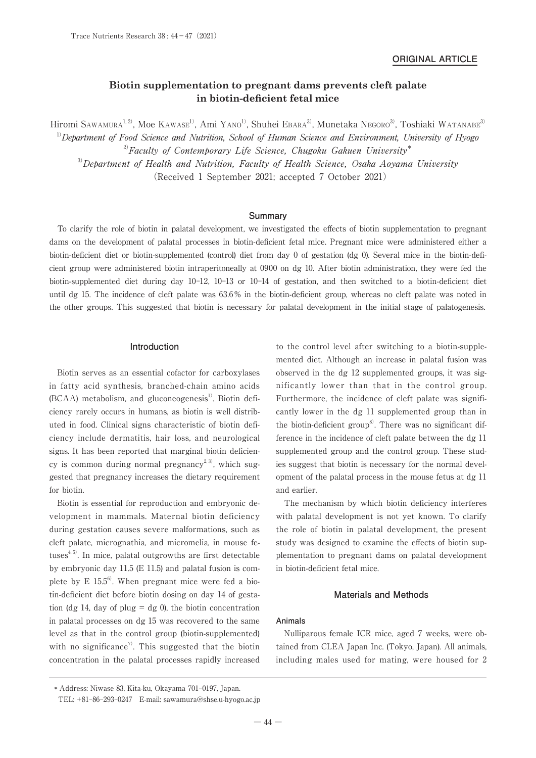ORIGINAL ARTICLE

# Biotin supplementation to pregnant dams prevents cleft palate in biotin-deficient fetal mice

Hiromi SAWAMURA[1,2], Moe KAWASE[1], Ami YANO[1], Shuhei EBARA[3], Munetaka NEGORO[3], Toshiaki WATANABE[3]

[1] *Department of Food Science and Nutrition, School of Human Science and Environment, University of Hyogo*

[2] *Faculty of Contemporary Life Science, Chugoku Gakuen University\**

[3] *Department of Health and Nutrition, Faculty of Health Science, Osaka Aoyama University*

(Received 1 September 2021; accepted 7 October 2021)

## Summary

To clarify the role of biotin in palatal development, we investigated the effects of biotin supplementation to pregnant dams on the development of palatal processes in biotin-deficient fetal mice. Pregnant mice were administered either a biotin-deficient diet or biotin-supplemented (control) diet from day 0 of gestation (dg 0). Several mice in the biotin-deficient group were administered biotin intraperitoneally at 0900 on dg 10. After biotin administration, they were fed the biotin-supplemented diet during day 10–12, 10–13 or 10–14 of gestation, and then switched to a biotin-deficient diet until dg 15. The incidence of cleft palate was 63.6% in the biotin-deficient group, whereas no cleft palate was noted in the other groups. This suggested that biotin is necessary for palatal development in the initial stage of palatogenesis.

## Introduction

Biotin serves as an essential cofactor for carboxylases in fatty acid synthesis, branched-chain amino acids (BCAA) metabolism, and gluconeogenesis[1]. Biotin deficiency rarely occurs in humans, as biotin is well distributed in food. Clinical signs characteristic of biotin deficiency include dermatitis, hair loss, and neurological signs. It has been reported that marginal biotin deficiency is common during normal pregnancy[2,3], which suggested that pregnancy increases the dietary requirement for biotin.

Biotin is essential for reproduction and embryonic development in mammals. Maternal biotin deficiency during gestation causes severe malformations, such as cleft palate, micrognathia, and micromelia, in mouse fetuses[4,5]. In mice, palatal outgrowths are first detectable by embryonic day 11.5 (E 11.5) and palatal fusion is complete by E 15.5[6]. When pregnant mice were fed a biotin-deficient diet before biotin dosing on day 14 of gestation (dg 14, day of plug = dg 0), the biotin concentration in palatal processes on dg 15 was recovered to the same level as that in the control group (biotin-supplemented) with no significance[7]. This suggested that the biotin concentration in the palatal processes rapidly increased to the control level after switching to a biotin-supplemented diet. Although an increase in palatal fusion was observed in the dg 12 supplemented groups, it was significantly lower than that in the control group. Furthermore, the incidence of cleft palate was significantly lower in the dg 11 supplemented group than in the biotin-deficient group[8]. There was no significant difference in the incidence of cleft palate between the dg 11 supplemented group and the control group. These studies suggest that biotin is necessary for the normal development of the palatal process in the mouse fetus at dg 11 and earlier.

The mechanism by which biotin deficiency interferes with palatal development is not yet known. To clarify the role of biotin in palatal development, the present study was designed to examine the effects of biotin supplementation to pregnant dams on palatal development in biotin-deficient fetal mice.

## Materials and Methods

### Animals

Nulliparous female ICR mice, aged 7 weeks, were obtained from CLEA Japan Inc. (Tokyo, Japan). All animals, including males used for mating, were housed for 2

\* Address: Niwase 83, Kita-ku, Okayama 701-0197, Japan.
TEL: +81-86-293-0247 E-mail: sawamura@shse.u-hyogo.ac.jp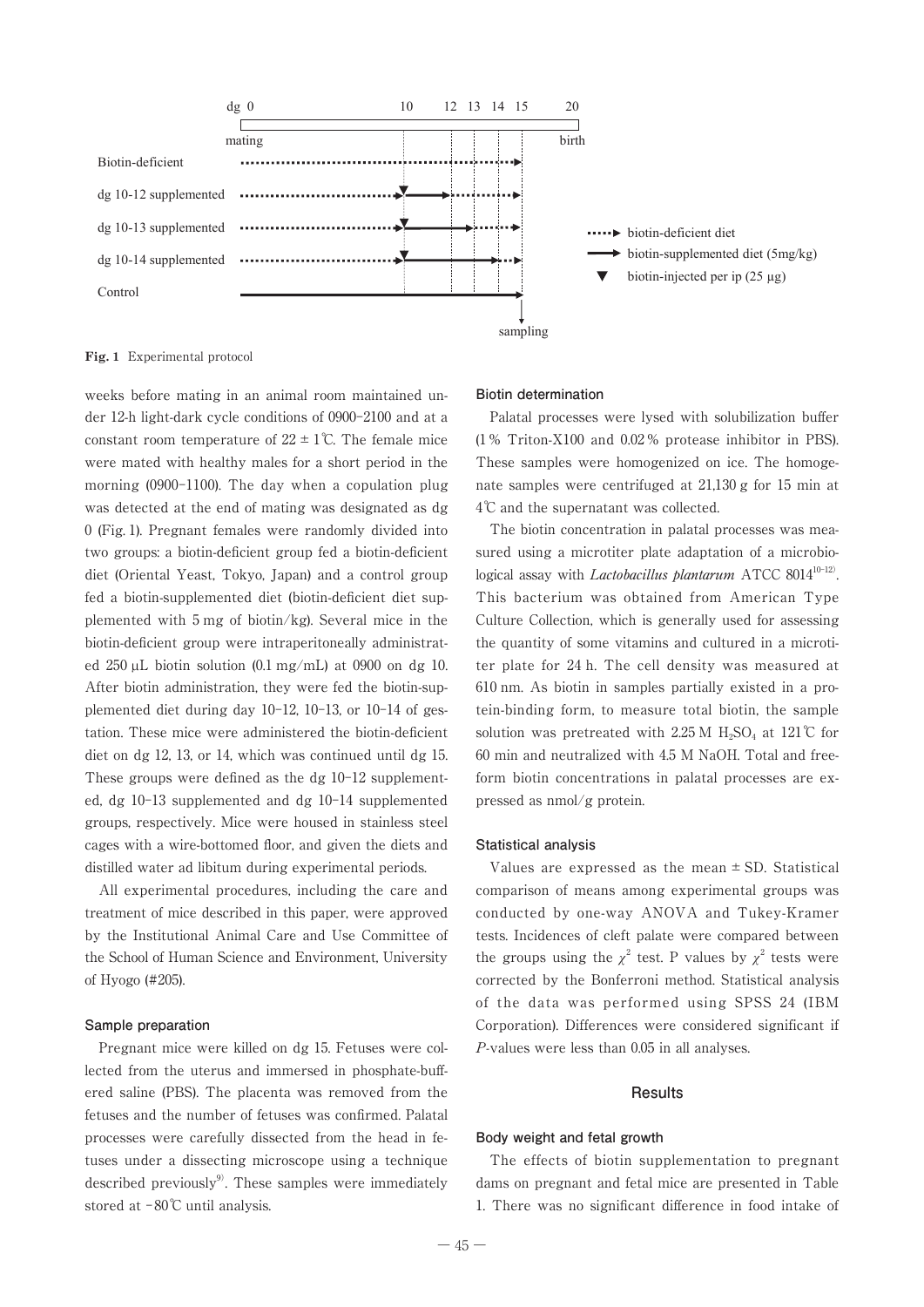dg 0 | 10 | 12 | 13 | 14 | 15 | 20

mating | birth

Biotin-deficient

dg 10-12 supplemented

dg 10-13 supplemented

dg 10-14 supplemented

Control

sampling

biotin-deficient diet

biotin-supplemented diet (5mg/kg)

biotin-injected per ip (25 μg)

**Fig. 1** Experimental protocol

weeks before mating in an animal room maintained under 12-h light-dark cycle conditions of 0900–2100 and at a constant room temperature of 22 ± 1℃. The female mice were mated with healthy males for a short period in the morning (0900–1100). The day when a copulation plug was detected at the end of mating was designated as dg 0 (Fig. 1). Pregnant females were randomly divided into two groups: a biotin-deficient group fed a biotin-deficient diet (Oriental Yeast, Tokyo, Japan) and a control group fed a biotin-supplemented diet (biotin-deficient diet supplemented with 5 mg of biotin/kg). Several mice in the biotin-deficient group were intraperitoneally administrated 250 μL biotin solution (0.1 mg/mL) at 0900 on dg 10. After biotin administration, they were fed the biotin-supplemented diet during day 10–12, 10–13, or 10–14 of gestation. These mice were administered the biotin-deficient diet on dg 12, 13, or 14, which was continued until dg 15. These groups were defined as the dg 10–12 supplemented, dg 10–13 supplemented and dg 10–14 supplemented groups, respectively. Mice were housed in stainless steel cages with a wire-bottomed floor, and given the diets and distilled water ad libitum during experimental periods.

All experimental procedures, including the care and treatment of mice described in this paper, were approved by the Institutional Animal Care and Use Committee of the School of Human Science and Environment, University of Hyogo (#205).

### Sample preparation

Pregnant mice were killed on dg 15. Fetuses were collected from the uterus and immersed in phosphate-buffered saline (PBS). The placenta was removed from the fetuses and the number of fetuses was confirmed. Palatal processes were carefully dissected from the head in fetuses under a dissecting microscope using a technique described previously[9]. These samples were immediately stored at −80℃ until analysis.

### Biotin determination

Palatal processes were lysed with solubilization buffer (1 % Triton-X100 and 0.02 % protease inhibitor in PBS). These samples were homogenized on ice. The homogenate samples were centrifuged at 21,130 g for 15 min at 4℃ and the supernatant was collected.

The biotin concentration in palatal processes was measured using a microtiter plate adaptation of a microbiological assay with *Lactobacillus plantarum* ATCC 8014[10–12]. This bacterium was obtained from American Type Culture Collection, which is generally used for assessing the quantity of some vitamins and cultured in a microtiter plate for 24 h. The cell density was measured at 610 nm. As biotin in samples partially existed in a protein-binding form, to measure total biotin, the sample solution was pretreated with 2.25 M $H_2SO_4$ at 121℃ for 60 min and neutralized with 4.5 M NaOH. Total and free-form biotin concentrations in palatal processes are expressed as nmol/g protein.

### Statistical analysis

Values are expressed as the mean ± SD. Statistical comparison of means among experimental groups was conducted by one-way ANOVA and Tukey-Kramer tests. Incidences of cleft palate were compared between the groups using the $\chi^2$ test. P values by $\chi^2$ tests were corrected by the Bonferroni method. Statistical analysis of the data was performed using SPSS 24 (IBM Corporation). Differences were considered significant if *P*-values were less than 0.05 in all analyses.

## Results

### Body weight and fetal growth

The effects of biotin supplementation to pregnant dams on pregnant and fetal mice are presented in Table 1. There was no significant difference in food intake of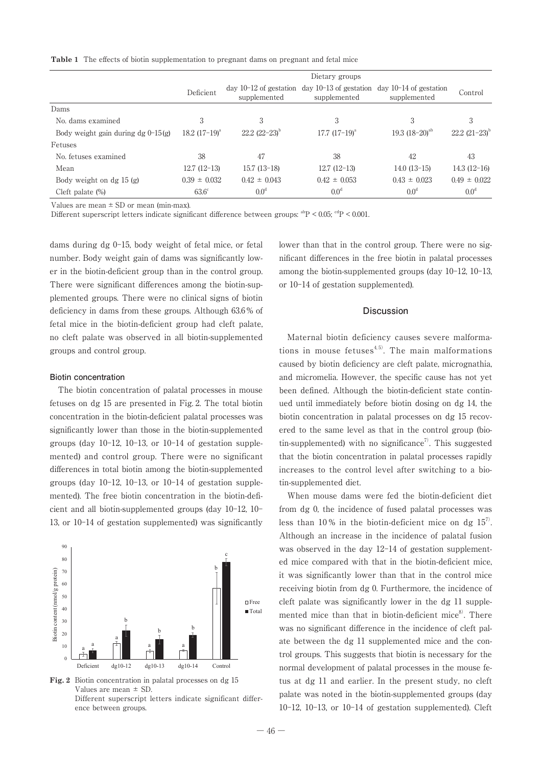**Table 1** The effects of biotin supplementation to pregnant dams on pregnant and fetal mice

| | Dietary groups | | | | |
|---|---|---|---|---|---|
| | Deficient | day 10–12 of gestation supplemented | day 10–13 of gestation supplemented | day 10–14 of gestation supplemented | Control |
| Dams | | | | | |
| No. dams examined | 3 | 3 | 3 | 3 | 3 |
| Body weight gain during dg 0–15 (g) | 18.2 (17–19)[a] | 22.2 (22–23)[b] | 17.7 (17–19)[a] | 19.3 (18–20)[ab] | 22.2 (21–23)[b] |
| Fetuses | | | | | |
| No. fetuses examined | 38 | 47 | 38 | 42 | 43 |
| Mean | 12.7 (12–13) | 15.7 (13–18) | 12.7 (12–13) | 14.0 (13–15) | 14.3 (12–16) |
| Body weight on dg 15 (g) | 0.39 ± 0.032 | 0.42 ± 0.043 | 0.42 ± 0.053 | 0.43 ± 0.023 | 0.49 ± 0.022 |
| Cleft palate (%) | 63.6[c] | 0.0[d] | 0.0[d] | 0.0[d] | 0.0[d] |

Values are mean ± SD or mean (min-max).
Different superscript letters indicate significant difference between groups: [ab]$P < 0.05$; [cd]$P < 0.001$.

dams during dg 0–15, body weight of fetal mice, or fetal number. Body weight gain of dams was significantly lower in the biotin-deficient group than in the control group. There were significant differences among the biotin-supplemented groups. There were no clinical signs of biotin deficiency in dams from these groups. Although 63.6% of fetal mice in the biotin-deficient group had cleft palate, no cleft palate was observed in all biotin-supplemented groups and control group.

### Biotin concentration

The biotin concentration of palatal processes in mouse fetuses on dg 15 are presented in Fig. 2. The total biotin concentration in the biotin-deficient palatal processes was significantly lower than those in the biotin-supplemented groups (day 10–12, 10–13, or 10–14 of gestation supplemented) and control group. There were no significant differences in total biotin among the biotin-supplemented groups (day 10–12, 10–13, or 10–14 of gestation supplemented). The free biotin concentration in the biotin-deficient and all biotin-supplemented groups (day 10–12, 10–13, or 10–14 of gestation supplemented) was significantly lower than that in the control group. There were no significant differences in the free biotin in palatal processes among the biotin-supplemented groups (day 10–12, 10–13, or 10–14 of gestation supplemented).

**Fig. 2** Biotin concentration in palatal processes on dg 15
Values are mean ± SD.
Different superscript letters indicate significant difference between groups.

## Discussion

Maternal biotin deficiency causes severe malformations in mouse fetuses[4,5]. The main malformations caused by biotin deficiency are cleft palate, micrognathia, and micromelia. However, the specific cause has not yet been defined. Although the biotin-deficient state continued until immediately before biotin dosing on dg 14, the biotin concentration in palatal processes on dg 15 recovered to the same level as that in the control group (biotin-supplemented) with no significance[7]. This suggested that the biotin concentration in palatal processes rapidly increases to the control level after switching to a biotin-supplemented diet.

When mouse dams were fed the biotin-deficient diet from dg 0, the incidence of fused palatal processes was less than 10% in the biotin-deficient mice on dg 15[7]. Although an increase in the incidence of palatal fusion was observed in the day 12–14 of gestation supplemented mice compared with that in the biotin-deficient mice, it was significantly lower than that in the control mice receiving biotin from dg 0. Furthermore, the incidence of cleft palate was significantly lower in the dg 11 supplemented mice than that in biotin-deficient mice[8]. There was no significant difference in the incidence of cleft palate between the dg 11 supplemented mice and the control groups. This suggests that biotin is necessary for the normal development of palatal processes in the mouse fetus at dg 11 and earlier. In the present study, no cleft palate was noted in the biotin-supplemented groups (day 10–12, 10–13, or 10–14 of gestation supplemented). Cleft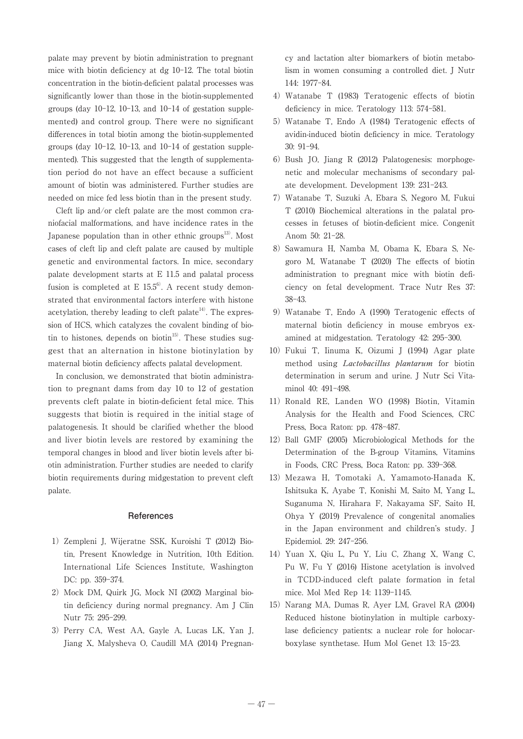palate may prevent by biotin administration to pregnant mice with biotin deficiency at dg 10–12. The total biotin concentration in the biotin-deficient palatal processes was significantly lower than those in the biotin-supplemented groups (day 10–12, 10–13, and 10–14 of gestation supplemented) and control group. There were no significant differences in total biotin among the biotin-supplemented groups (day 10–12, 10–13, and 10–14 of gestation supplemented). This suggested that the length of supplementation period do not have an effect because a sufficient amount of biotin was administered. Further studies are needed on mice fed less biotin than in the present study.

Cleft lip and/or cleft palate are the most common craniofacial malformations, and have incidence rates in the Japanese population than in other ethnic groups[13]. Most cases of cleft lip and cleft palate are caused by multiple genetic and environmental factors. In mice, secondary palate development starts at E 11.5 and palatal process fusion is completed at E 15.5[6]. A recent study demonstrated that environmental factors interfere with histone acetylation, thereby leading to cleft palate[14]. The expression of HCS, which catalyzes the covalent binding of biotin to histones, depends on biotin[15]. These studies suggest that an alternation in histone biotinylation by maternal biotin deficiency affects palatal development.

In conclusion, we demonstrated that biotin administration to pregnant dams from day 10 to 12 of gestation prevents cleft palate in biotin-deficient fetal mice. This suggests that biotin is required in the initial stage of palatogenesis. It should be clarified whether the blood and liver biotin levels are restored by examining the temporal changes in blood and liver biotin levels after biotin administration. Further studies are needed to clarify biotin requirements during midgestation to prevent cleft palate.

## References

1) Zempleni J, Wijeratne SSK, Kuroishi T (2012) Biotin, Present Knowledge in Nutrition, 10th Edition. International Life Sciences Institute, Washington DC: pp. 359–374.
2) Mock DM, Quirk JG, Mock NI (2002) Marginal biotin deficiency during normal pregnancy. Am J Clin Nutr 75: 295–299.
3) Perry CA, West AA, Gayle A, Lucas LK, Yan J, Jiang X, Malysheva O, Caudill MA (2014) Pregnancy and lactation alter biomarkers of biotin metabolism in women consuming a controlled diet. J Nutr 144: 1977–84.
4) Watanabe T (1983) Teratogenic effects of biotin deficiency in mice. Teratology 113: 574–581.
5) Watanabe T, Endo A (1984) Teratogenic effects of avidin-induced biotin deficiency in mice. Teratology 30: 91–94.
6) Bush JO, Jiang R (2012) Palatogenesis: morphogenetic and molecular mechanisms of secondary palate development. Development 139: 231–243.
7) Watanabe T, Suzuki A, Ebara S, Negoro M, Fukui T (2010) Biochemical alterations in the palatal processes in fetuses of biotin-deficient mice. Congenit Anom 50: 21–28.
8) Sawamura H, Namba M, Obama K, Ebara S, Negoro M, Watanabe T (2020) The effects of biotin administration to pregnant mice with biotin deficiency on fetal development. Trace Nutr Res 37: 38–43.
9) Watanabe T, Endo A (1990) Teratogenic effects of maternal biotin deficiency in mouse embryos examined at midgestation. Teratology 42: 295–300.
10) Fukui T, Iinuma K, Oizumi J (1994) Agar plate method using *Lactobacillus plantarum* for biotin determination in serum and urine. J Nutr Sci Vitaminol 40: 491–498.
11) Ronald RE, Landen WO (1998) Biotin, Vitamin Analysis for the Health and Food Sciences, CRC Press, Boca Raton: pp. 478–487.
12) Ball GMF (2005) Microbiological Methods for the Determination of the B-group Vitamins, Vitamins in Foods, CRC Press, Boca Raton: pp. 339–368.
13) Mezawa H, Tomotaki A, Yamamoto-Hanada K, Ishitsuka K, Ayabe T, Konishi M, Saito M, Yang L, Suganuma N, Hirahara F, Nakayama SF, Saito H, Ohya Y (2019) Prevalence of congenital anomalies in the Japan environment and children's study. J Epidemiol. 29: 247–256.
14) Yuan X, Qiu L, Pu Y, Liu C, Zhang X, Wang C, Pu W, Fu Y (2016) Histone acetylation is involved in TCDD-induced cleft palate formation in fetal mice. Mol Med Rep 14: 1139–1145.
15) Narang MA, Dumas R, Ayer LM, Gravel RA (2004) Reduced histone biotinylation in multiple carboxylase deficiency patients: a nuclear role for holocarboxylase synthetase. Hum Mol Genet 13: 15–23.